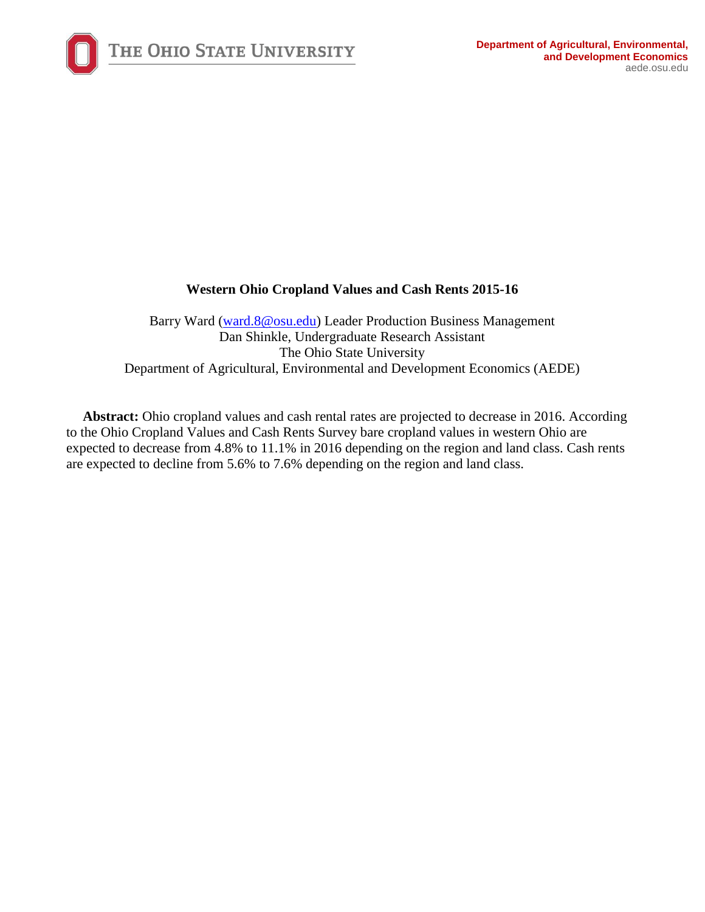THE OHIO STATE UNIVERSITY

**Department of Agricultural, Environmental, and Development Economics**
aede.osu.edu

# Western Ohio Cropland Values and Cash Rents 2015-16

Barry Ward (ward.8@osu.edu) Leader Production Business Management
Dan Shinkle, Undergraduate Research Assistant
The Ohio State University
Department of Agricultural, Environmental and Development Economics (AEDE)

**Abstract:** Ohio cropland values and cash rental rates are projected to decrease in 2016. According to the Ohio Cropland Values and Cash Rents Survey bare cropland values in western Ohio are expected to decrease from 4.8% to 11.1% in 2016 depending on the region and land class. Cash rents are expected to decline from 5.6% to 7.6% depending on the region and land class.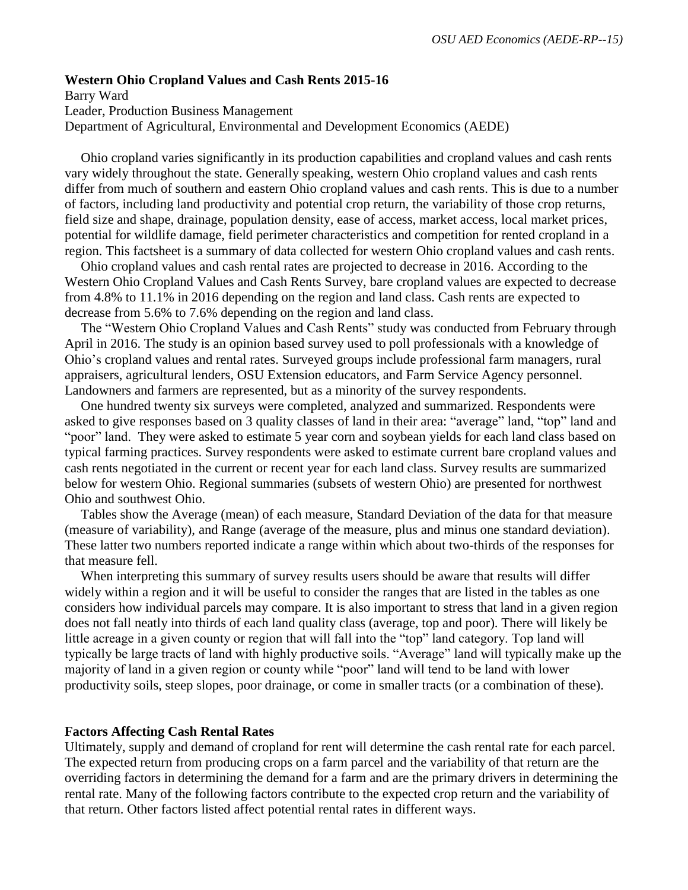**Western Ohio Cropland Values and Cash Rents 2015-16**
Barry Ward
Leader, Production Business Management
Department of Agricultural, Environmental and Development Economics (AEDE)

Ohio cropland varies significantly in its production capabilities and cropland values and cash rents vary widely throughout the state. Generally speaking, western Ohio cropland values and cash rents differ from much of southern and eastern Ohio cropland values and cash rents. This is due to a number of factors, including land productivity and potential crop return, the variability of those crop returns, field size and shape, drainage, population density, ease of access, market access, local market prices, potential for wildlife damage, field perimeter characteristics and competition for rented cropland in a region. This factsheet is a summary of data collected for western Ohio cropland values and cash rents.

Ohio cropland values and cash rental rates are projected to decrease in 2016. According to the Western Ohio Cropland Values and Cash Rents Survey, bare cropland values are expected to decrease from 4.8% to 11.1% in 2016 depending on the region and land class. Cash rents are expected to decrease from 5.6% to 7.6% depending on the region and land class.

The "Western Ohio Cropland Values and Cash Rents" study was conducted from February through April in 2016. The study is an opinion based survey used to poll professionals with a knowledge of Ohio's cropland values and rental rates. Surveyed groups include professional farm managers, rural appraisers, agricultural lenders, OSU Extension educators, and Farm Service Agency personnel. Landowners and farmers are represented, but as a minority of the survey respondents.

One hundred twenty six surveys were completed, analyzed and summarized. Respondents were asked to give responses based on 3 quality classes of land in their area: "average" land, "top" land and "poor" land. They were asked to estimate 5 year corn and soybean yields for each land class based on typical farming practices. Survey respondents were asked to estimate current bare cropland values and cash rents negotiated in the current or recent year for each land class. Survey results are summarized below for western Ohio. Regional summaries (subsets of western Ohio) are presented for northwest Ohio and southwest Ohio.

Tables show the Average (mean) of each measure, Standard Deviation of the data for that measure (measure of variability), and Range (average of the measure, plus and minus one standard deviation). These latter two numbers reported indicate a range within which about two-thirds of the responses for that measure fell.

When interpreting this summary of survey results users should be aware that results will differ widely within a region and it will be useful to consider the ranges that are listed in the tables as one considers how individual parcels may compare. It is also important to stress that land in a given region does not fall neatly into thirds of each land quality class (average, top and poor). There will likely be little acreage in a given county or region that will fall into the "top" land category. Top land will typically be large tracts of land with highly productive soils. "Average" land will typically make up the majority of land in a given region or county while "poor" land will tend to be land with lower productivity soils, steep slopes, poor drainage, or come in smaller tracts (or a combination of these).

**Factors Affecting Cash Rental Rates**

Ultimately, supply and demand of cropland for rent will determine the cash rental rate for each parcel. The expected return from producing crops on a farm parcel and the variability of that return are the overriding factors in determining the demand for a farm and are the primary drivers in determining the rental rate. Many of the following factors contribute to the expected crop return and the variability of that return. Other factors listed affect potential rental rates in different ways.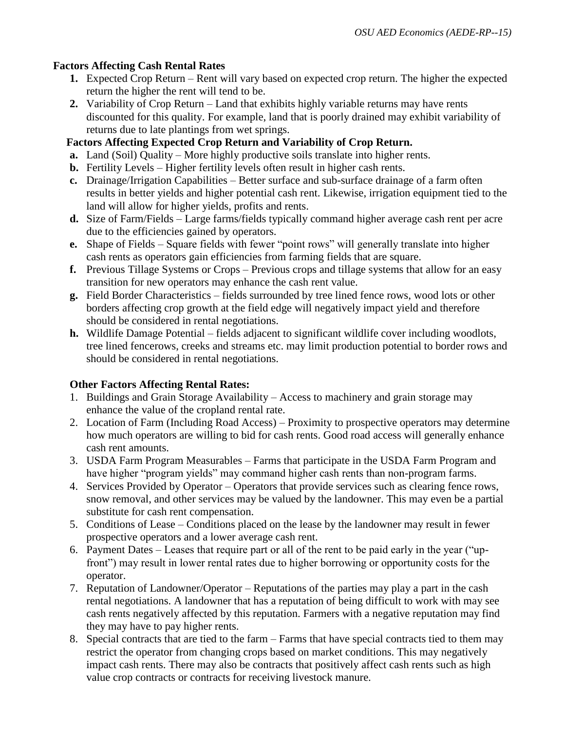**Factors Affecting Cash Rental Rates**

1. **Expected Crop Return** – Rent will vary based on expected crop return. The higher the expected return the higher the rent will tend to be.
2. **Variability of Crop Return** – Land that exhibits highly variable returns may have rents discounted for this quality. For example, land that is poorly drained may exhibit variability of returns due to late plantings from wet springs.

**Factors Affecting Expected Crop Return and Variability of Crop Return.**

- **a.** Land (Soil) Quality – More highly productive soils translate into higher rents.
- **b.** Fertility Levels – Higher fertility levels often result in higher cash rents.
- **c.** Drainage/Irrigation Capabilities – Better surface and sub-surface drainage of a farm often results in better yields and higher potential cash rent. Likewise, irrigation equipment tied to the land will allow for higher yields, profits and rents.
- **d.** Size of Farm/Fields – Large farms/fields typically command higher average cash rent per acre due to the efficiencies gained by operators.
- **e.** Shape of Fields – Square fields with fewer "point rows" will generally translate into higher cash rents as operators gain efficiencies from farming fields that are square.
- **f.** Previous Tillage Systems or Crops – Previous crops and tillage systems that allow for an easy transition for new operators may enhance the cash rent value.
- **g.** Field Border Characteristics – fields surrounded by tree lined fence rows, wood lots or other borders affecting crop growth at the field edge will negatively impact yield and therefore should be considered in rental negotiations.
- **h.** Wildlife Damage Potential – fields adjacent to significant wildlife cover including woodlots, tree lined fencerows, creeks and streams etc. may limit production potential to border rows and should be considered in rental negotiations.

**Other Factors Affecting Rental Rates:**

1. Buildings and Grain Storage Availability – Access to machinery and grain storage may enhance the value of the cropland rental rate.
2. Location of Farm (Including Road Access) – Proximity to prospective operators may determine how much operators are willing to bid for cash rents. Good road access will generally enhance cash rent amounts.
3. USDA Farm Program Measurables – Farms that participate in the USDA Farm Program and have higher "program yields" may command higher cash rents than non-program farms.
4. Services Provided by Operator – Operators that provide services such as clearing fence rows, snow removal, and other services may be valued by the landowner. This may even be a partial substitute for cash rent compensation.
5. Conditions of Lease – Conditions placed on the lease by the landowner may result in fewer prospective operators and a lower average cash rent.
6. Payment Dates – Leases that require part or all of the rent to be paid early in the year ("up-front") may result in lower rental rates due to higher borrowing or opportunity costs for the operator.
7. Reputation of Landowner/Operator – Reputations of the parties may play a part in the cash rental negotiations. A landowner that has a reputation of being difficult to work with may see cash rents negatively affected by this reputation. Farmers with a negative reputation may find they may have to pay higher rents.
8. Special contracts that are tied to the farm – Farms that have special contracts tied to them may restrict the operator from changing crops based on market conditions. This may negatively impact cash rents. There may also be contracts that positively affect cash rents such as high value crop contracts or contracts for receiving livestock manure.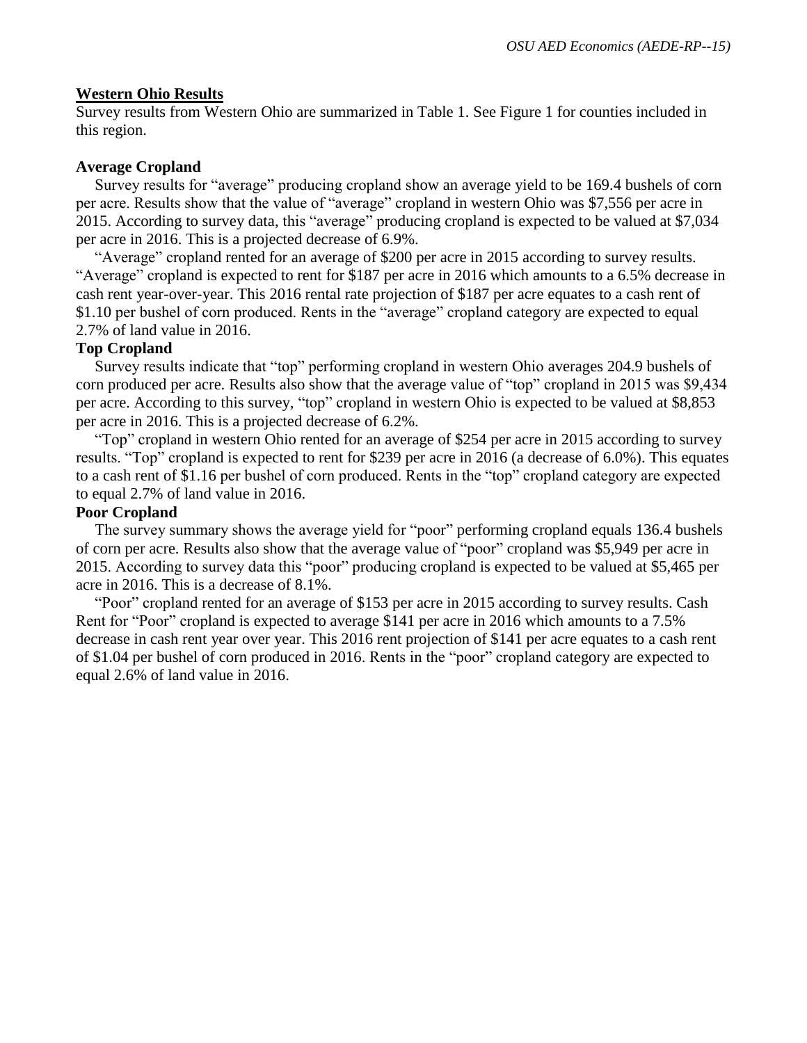## Western Ohio Results

Survey results from Western Ohio are summarized in Table 1. See Figure 1 for counties included in this region.

### Average Cropland

Survey results for "average" producing cropland show an average yield to be 169.4 bushels of corn per acre. Results show that the value of "average" cropland in western Ohio was $7,556 per acre in 2015. According to survey data, this "average" producing cropland is expected to be valued at $7,034 per acre in 2016. This is a projected decrease of 6.9%.

"Average" cropland rented for an average of $200 per acre in 2015 according to survey results. "Average" cropland is expected to rent for $187 per acre in 2016 which amounts to a 6.5% decrease in cash rent year-over-year. This 2016 rental rate projection of $187 per acre equates to a cash rent of $1.10 per bushel of corn produced. Rents in the "average" cropland category are expected to equal 2.7% of land value in 2016.

### Top Cropland

Survey results indicate that "top" performing cropland in western Ohio averages 204.9 bushels of corn produced per acre. Results also show that the average value of "top" cropland in 2015 was $9,434 per acre. According to this survey, "top" cropland in western Ohio is expected to be valued at $8,853 per acre in 2016. This is a projected decrease of 6.2%.

"Top" cropland in western Ohio rented for an average of $254 per acre in 2015 according to survey results. "Top" cropland is expected to rent for $239 per acre in 2016 (a decrease of 6.0%). This equates to a cash rent of $1.16 per bushel of corn produced. Rents in the "top" cropland category are expected to equal 2.7% of land value in 2016.

### Poor Cropland

The survey summary shows the average yield for "poor" performing cropland equals 136.4 bushels of corn per acre. Results also show that the average value of "poor" cropland was $5,949 per acre in 2015. According to survey data this "poor" producing cropland is expected to be valued at $5,465 per acre in 2016. This is a decrease of 8.1%.

"Poor" cropland rented for an average of $153 per acre in 2015 according to survey results. Cash Rent for "Poor" cropland is expected to average $141 per acre in 2016 which amounts to a 7.5% decrease in cash rent year over year. This 2016 rent projection of $141 per acre equates to a cash rent of $1.04 per bushel of corn produced in 2016. Rents in the "poor" cropland category are expected to equal 2.6% of land value in 2016.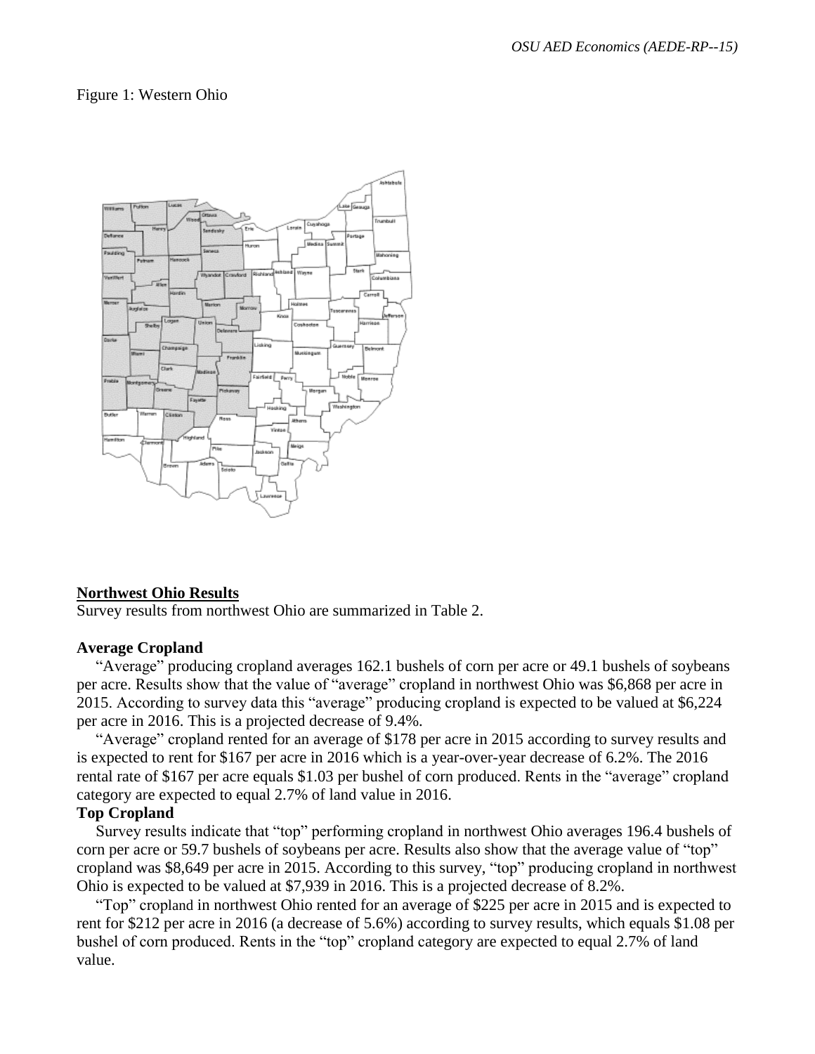Figure 1: Western Ohio

## Northwest Ohio Results

Survey results from northwest Ohio are summarized in Table 2.

### Average Cropland

"Average" producing cropland averages 162.1 bushels of corn per acre or 49.1 bushels of soybeans per acre. Results show that the value of "average" cropland in northwest Ohio was $6,868 per acre in 2015. According to survey data this "average" producing cropland is expected to be valued at $6,224 per acre in 2016. This is a projected decrease of 9.4%.

"Average" cropland rented for an average of $178 per acre in 2015 according to survey results and is expected to rent for $167 per acre in 2016 which is a year-over-year decrease of 6.2%. The 2016 rental rate of $167 per acre equals $1.03 per bushel of corn produced. Rents in the "average" cropland category are expected to equal 2.7% of land value in 2016.

### Top Cropland

Survey results indicate that "top" performing cropland in northwest Ohio averages 196.4 bushels of corn per acre or 59.7 bushels of soybeans per acre. Results also show that the average value of "top" cropland was $8,649 per acre in 2015. According to this survey, "top" producing cropland in northwest Ohio is expected to be valued at $7,939 in 2016. This is a projected decrease of 8.2%.

"Top" cropland in northwest Ohio rented for an average of $225 per acre in 2015 and is expected to rent for $212 per acre in 2016 (a decrease of 5.6%) according to survey results, which equals $1.08 per bushel of corn produced. Rents in the "top" cropland category are expected to equal 2.7% of land value.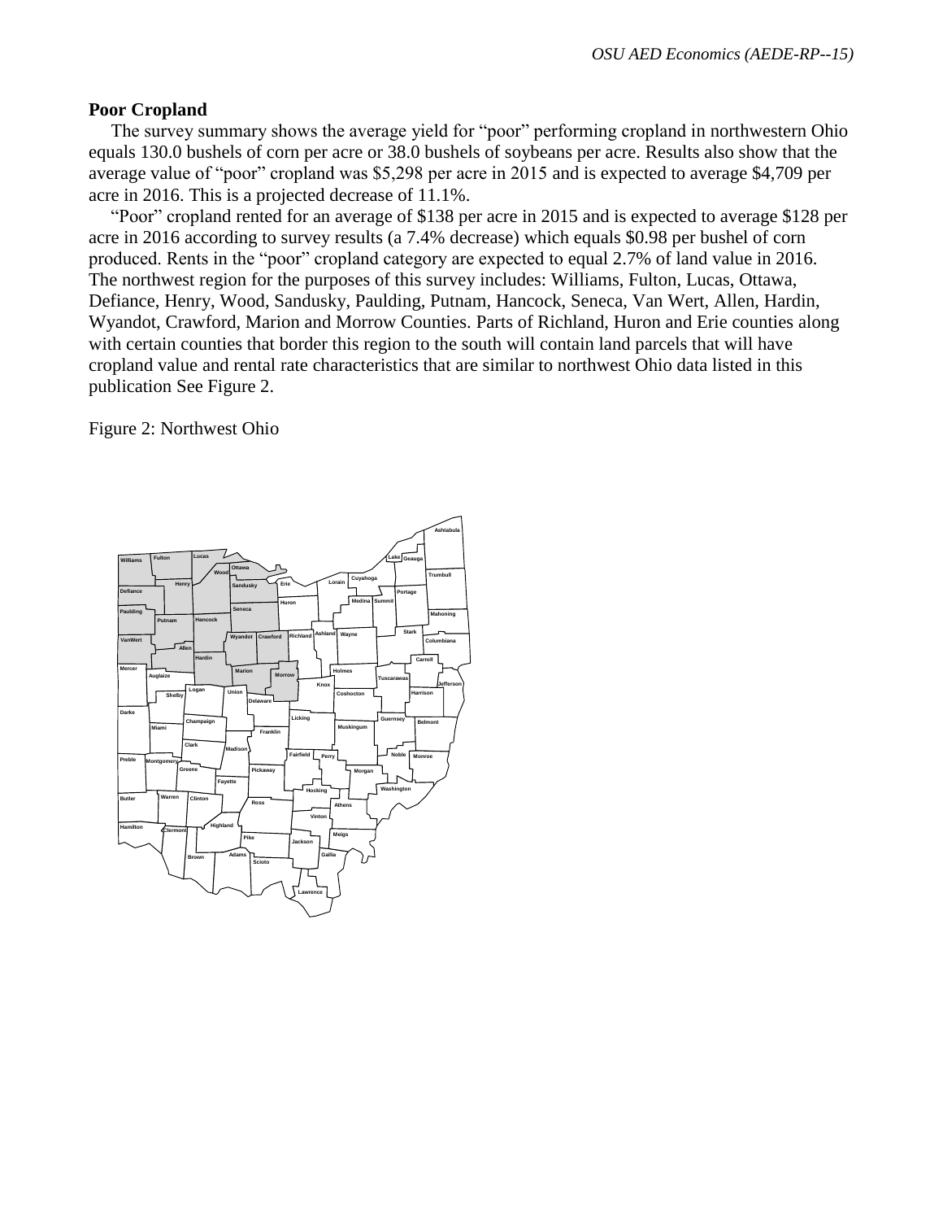## Poor Cropland

The survey summary shows the average yield for "poor" performing cropland in northwestern Ohio equals 130.0 bushels of corn per acre or 38.0 bushels of soybeans per acre. Results also show that the average value of "poor" cropland was $5,298 per acre in 2015 and is expected to average $4,709 per acre in 2016. This is a projected decrease of 11.1%.

"Poor" cropland rented for an average of $138 per acre in 2015 and is expected to average $128 per acre in 2016 according to survey results (a 7.4% decrease) which equals $0.98 per bushel of corn produced. Rents in the "poor" cropland category are expected to equal 2.7% of land value in 2016. The northwest region for the purposes of this survey includes: Williams, Fulton, Lucas, Ottawa, Defiance, Henry, Wood, Sandusky, Paulding, Putnam, Hancock, Seneca, Van Wert, Allen, Hardin, Wyandot, Crawford, Marion and Morrow Counties. Parts of Richland, Huron and Erie counties along with certain counties that border this region to the south will contain land parcels that will have cropland value and rental rate characteristics that are similar to northwest Ohio data listed in this publication See Figure 2.

Figure 2: Northwest Ohio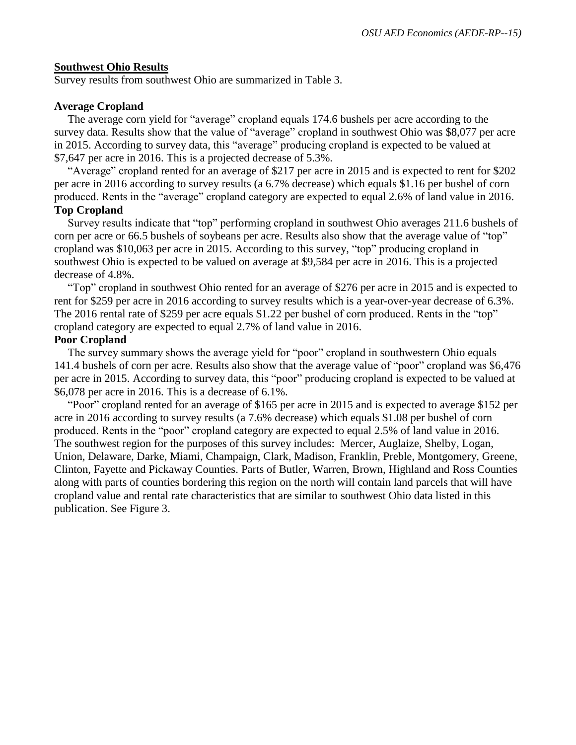## Southwest Ohio Results

Survey results from southwest Ohio are summarized in Table 3.

### Average Cropland

The average corn yield for "average" cropland equals 174.6 bushels per acre according to the survey data. Results show that the value of "average" cropland in southwest Ohio was $8,077 per acre in 2015. According to survey data, this "average" producing cropland is expected to be valued at $7,647 per acre in 2016. This is a projected decrease of 5.3%.

"Average" cropland rented for an average of $217 per acre in 2015 and is expected to rent for $202 per acre in 2016 according to survey results (a 6.7% decrease) which equals $1.16 per bushel of corn produced. Rents in the "average" cropland category are expected to equal 2.6% of land value in 2016.

### Top Cropland

Survey results indicate that "top" performing cropland in southwest Ohio averages 211.6 bushels of corn per acre or 66.5 bushels of soybeans per acre. Results also show that the average value of "top" cropland was $10,063 per acre in 2015. According to this survey, "top" producing cropland in southwest Ohio is expected to be valued on average at $9,584 per acre in 2016. This is a projected decrease of 4.8%.

"Top" cropland in southwest Ohio rented for an average of $276 per acre in 2015 and is expected to rent for $259 per acre in 2016 according to survey results which is a year-over-year decrease of 6.3%. The 2016 rental rate of $259 per acre equals $1.22 per bushel of corn produced. Rents in the "top" cropland category are expected to equal 2.7% of land value in 2016.

### Poor Cropland

The survey summary shows the average yield for "poor" cropland in southwestern Ohio equals 141.4 bushels of corn per acre. Results also show that the average value of "poor" cropland was $6,476 per acre in 2015. According to survey data, this "poor" producing cropland is expected to be valued at $6,078 per acre in 2016. This is a decrease of 6.1%.

"Poor" cropland rented for an average of $165 per acre in 2015 and is expected to average $152 per acre in 2016 according to survey results (a 7.6% decrease) which equals $1.08 per bushel of corn produced. Rents in the "poor" cropland category are expected to equal 2.5% of land value in 2016. The southwest region for the purposes of this survey includes: Mercer, Auglaize, Shelby, Logan, Union, Delaware, Darke, Miami, Champaign, Clark, Madison, Franklin, Preble, Montgomery, Greene, Clinton, Fayette and Pickaway Counties. Parts of Butler, Warren, Brown, Highland and Ross Counties along with parts of counties bordering this region on the north will contain land parcels that will have cropland value and rental rate characteristics that are similar to southwest Ohio data listed in this publication. See Figure 3.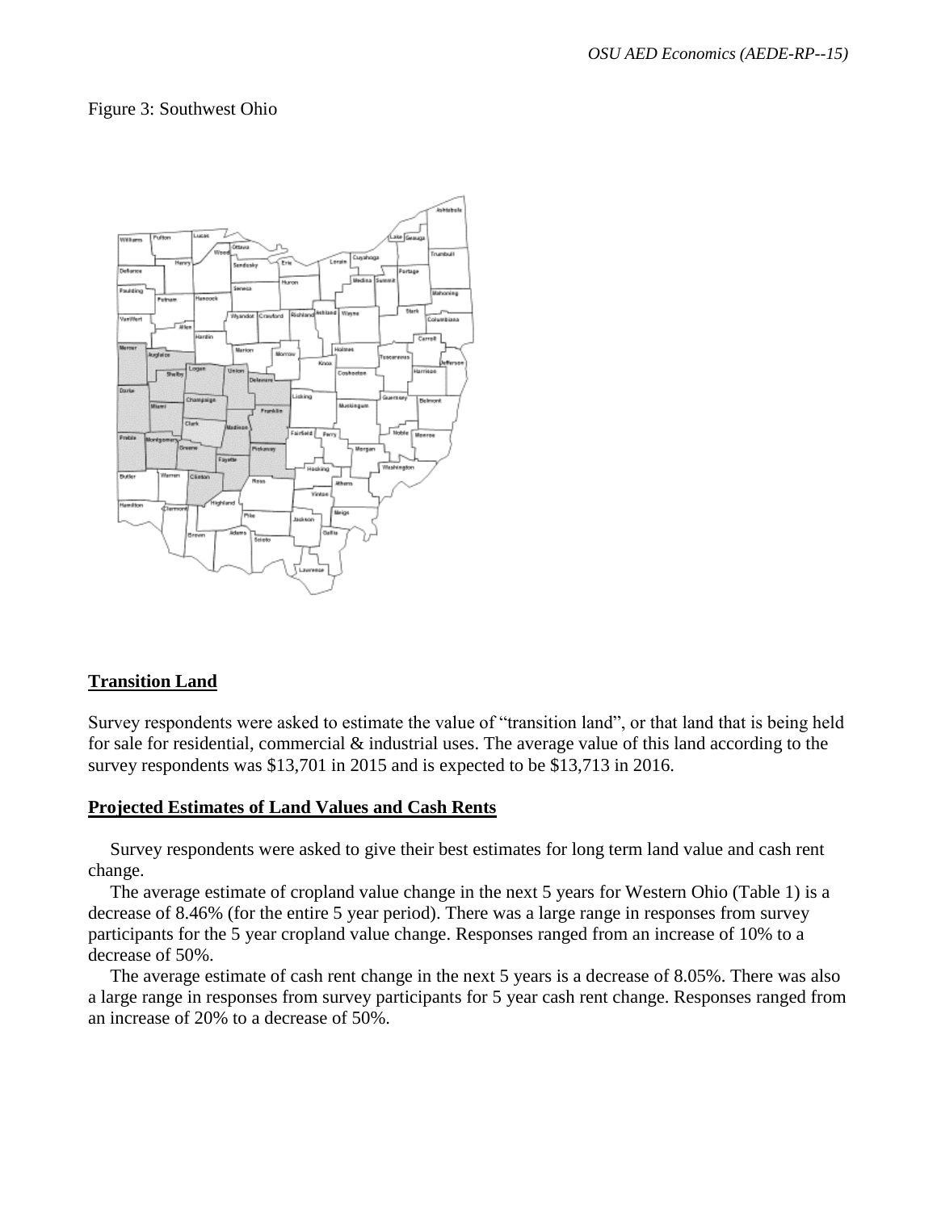Figure 3: Southwest Ohio

## Transition Land

Survey respondents were asked to estimate the value of "transition land", or that land that is being held for sale for residential, commercial & industrial uses. The average value of this land according to the survey respondents was $13,701 in 2015 and is expected to be $13,713 in 2016.

## Projected Estimates of Land Values and Cash Rents

Survey respondents were asked to give their best estimates for long term land value and cash rent change.

The average estimate of cropland value change in the next 5 years for Western Ohio (Table 1) is a decrease of 8.46% (for the entire 5 year period). There was a large range in responses from survey participants for the 5 year cropland value change. Responses ranged from an increase of 10% to a decrease of 50%.

The average estimate of cash rent change in the next 5 years is a decrease of 8.05%. There was also a large range in responses from survey participants for 5 year cash rent change. Responses ranged from an increase of 20% to a decrease of 50%.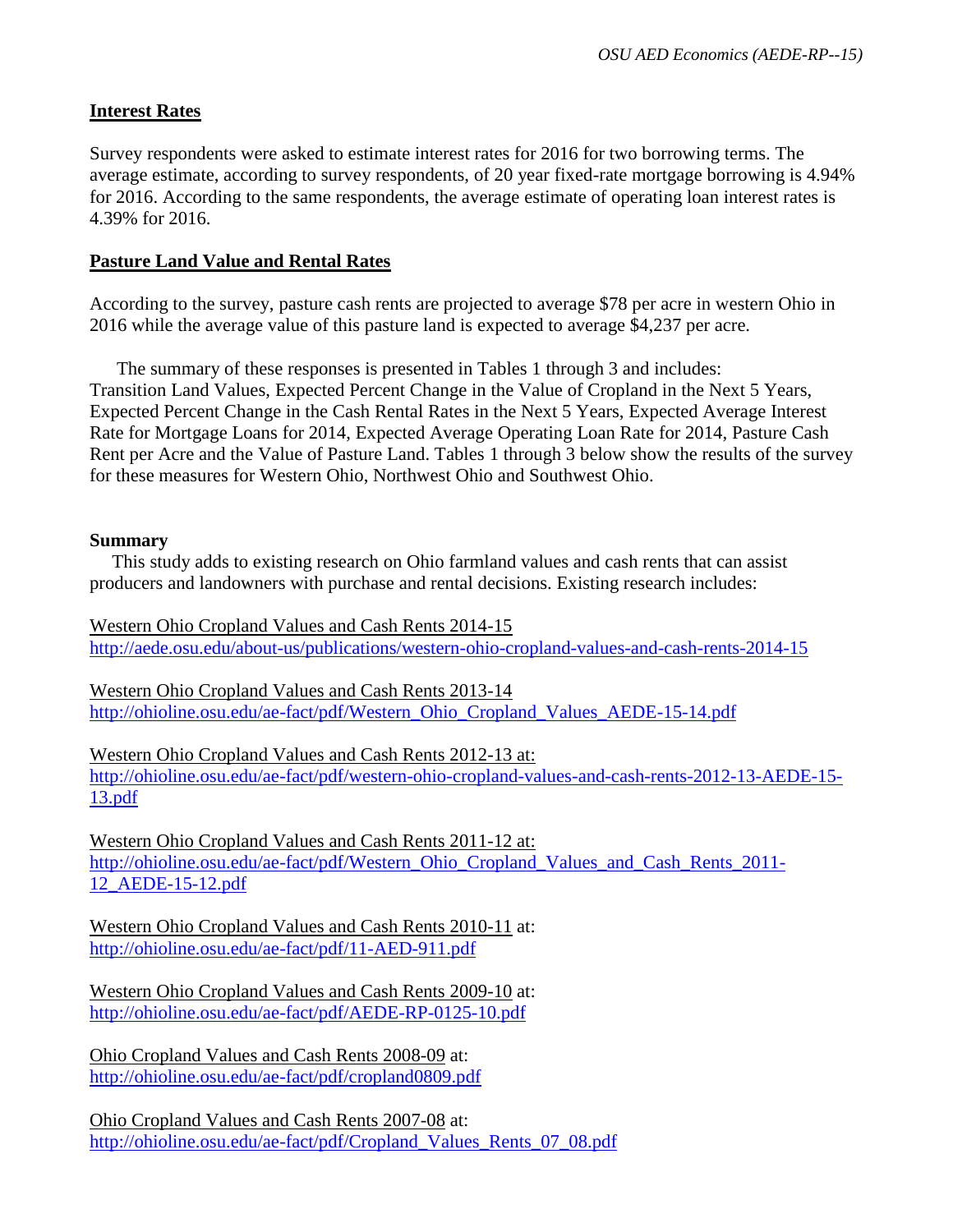## Interest Rates

Survey respondents were asked to estimate interest rates for 2016 for two borrowing terms. The average estimate, according to survey respondents, of 20 year fixed-rate mortgage borrowing is 4.94% for 2016. According to the same respondents, the average estimate of operating loan interest rates is 4.39% for 2016.

## Pasture Land Value and Rental Rates

According to the survey, pasture cash rents are projected to average $78 per acre in western Ohio in 2016 while the average value of this pasture land is expected to average $4,237 per acre.

The summary of these responses is presented in Tables 1 through 3 and includes: Transition Land Values, Expected Percent Change in the Value of Cropland in the Next 5 Years, Expected Percent Change in the Cash Rental Rates in the Next 5 Years, Expected Average Interest Rate for Mortgage Loans for 2014, Expected Average Operating Loan Rate for 2014, Pasture Cash Rent per Acre and the Value of Pasture Land. Tables 1 through 3 below show the results of the survey for these measures for Western Ohio, Northwest Ohio and Southwest Ohio.

### Summary

This study adds to existing research on Ohio farmland values and cash rents that can assist producers and landowners with purchase and rental decisions. Existing research includes:

Western Ohio Cropland Values and Cash Rents 2014-15
http://aede.osu.edu/about-us/publications/western-ohio-cropland-values-and-cash-rents-2014-15

Western Ohio Cropland Values and Cash Rents 2013-14
http://ohioline.osu.edu/ae-fact/pdf/Western_Ohio_Cropland_Values_AEDE-15-14.pdf

Western Ohio Cropland Values and Cash Rents 2012-13 at:
http://ohioline.osu.edu/ae-fact/pdf/western-ohio-cropland-values-and-cash-rents-2012-13-AEDE-15-13.pdf

Western Ohio Cropland Values and Cash Rents 2011-12 at:
http://ohioline.osu.edu/ae-fact/pdf/Western_Ohio_Cropland_Values_and_Cash_Rents_2011-12_AEDE-15-12.pdf

Western Ohio Cropland Values and Cash Rents 2010-11 at:
http://ohioline.osu.edu/ae-fact/pdf/11-AED-911.pdf

Western Ohio Cropland Values and Cash Rents 2009-10 at:
http://ohioline.osu.edu/ae-fact/pdf/AEDE-RP-0125-10.pdf

Ohio Cropland Values and Cash Rents 2008-09 at:
http://ohioline.osu.edu/ae-fact/pdf/cropland0809.pdf

Ohio Cropland Values and Cash Rents 2007-08 at:
http://ohioline.osu.edu/ae-fact/pdf/Cropland_Values_Rents_07_08.pdf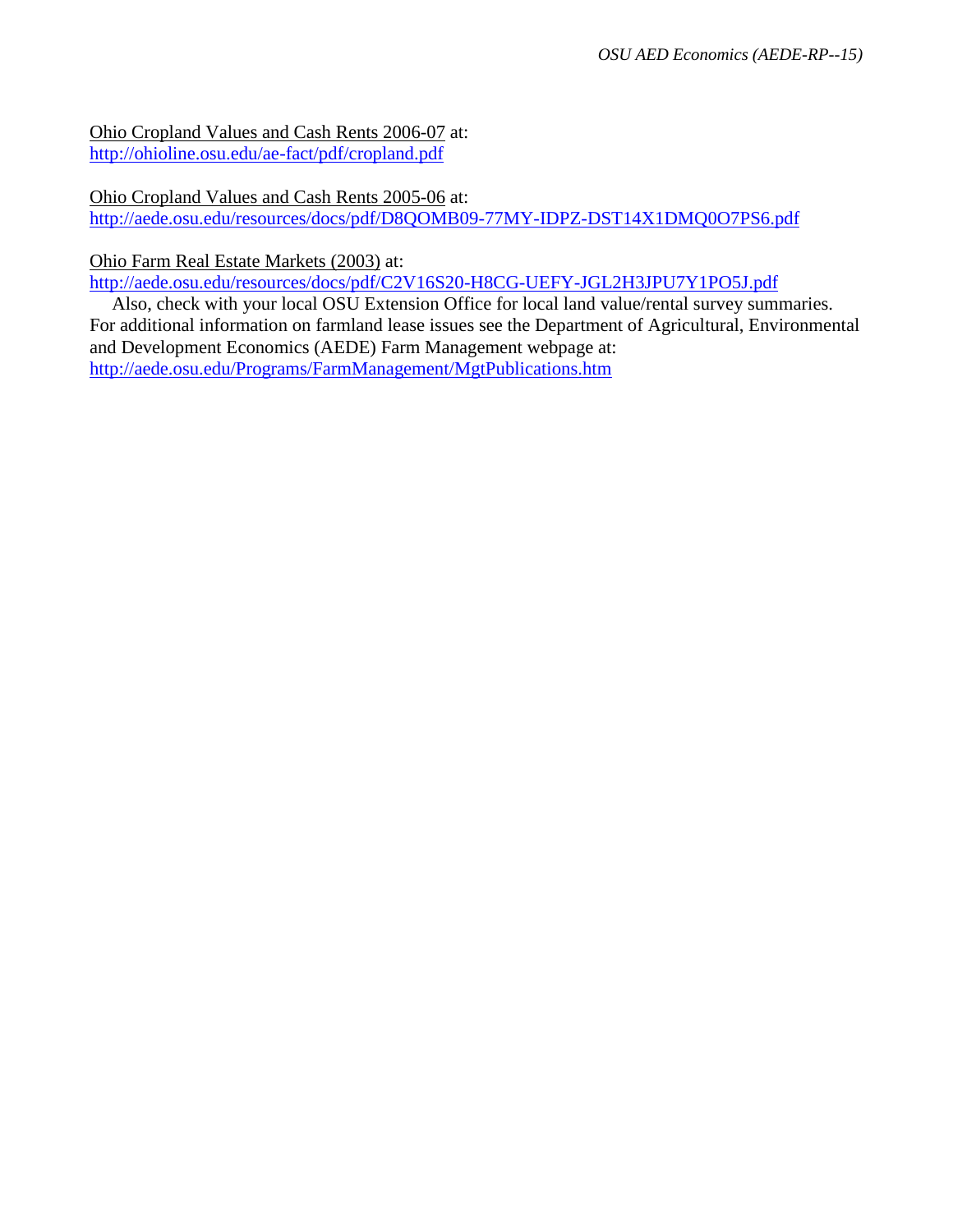Ohio Cropland Values and Cash Rents 2006-07 at:
http://ohioline.osu.edu/ae-fact/pdf/cropland.pdf

Ohio Cropland Values and Cash Rents 2005-06 at:
http://aede.osu.edu/resources/docs/pdf/D8QOMB09-77MY-IDPZ-DST14X1DMQ0O7PS6.pdf

Ohio Farm Real Estate Markets (2003) at:
http://aede.osu.edu/resources/docs/pdf/C2V16S20-H8CG-UEFY-JGL2H3JPU7Y1PO5J.pdf

Also, check with your local OSU Extension Office for local land value/rental survey summaries. For additional information on farmland lease issues see the Department of Agricultural, Environmental and Development Economics (AEDE) Farm Management webpage at:
http://aede.osu.edu/Programs/FarmManagement/MgtPublications.htm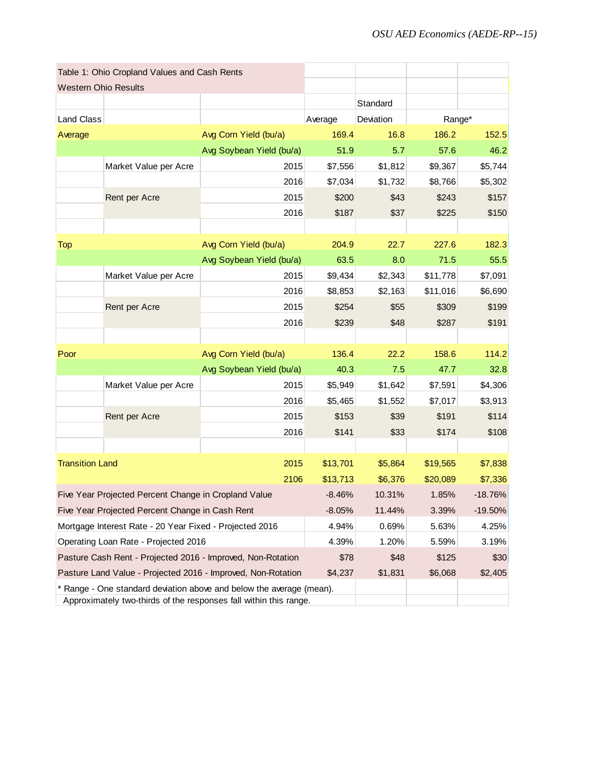| Table 1: Ohio Cropland Values and Cash Rents | | | | | | |
|---|---|---|---|---|---|---|
| Western Ohio Results | | | | | | |
| | | | | Standard | | |
| Land Class | | | Average | Deviation | Range* | |
| Average | | Avg Corn Yield (bu/a) | 169.4 | 16.8 | 186.2 | 152.5 |
| | | Avg Soybean Yield (bu/a) | 51.9 | 5.7 | 57.6 | 46.2 |
| | Market Value per Acre | 2015 | $7,556 | $1,812 | $9,367 | $5,744 |
| | | 2016 | $7,034 | $1,732 | $8,766 | $5,302 |
| | Rent per Acre | 2015 | $200 | $43 | $243 | $157 |
| | | 2016 | $187 | $37 | $225 | $150 |
| | | | | | | |
| Top | | Avg Corn Yield (bu/a) | 204.9 | 22.7 | 227.6 | 182.3 |
| | | Avg Soybean Yield (bu/a) | 63.5 | 8.0 | 71.5 | 55.5 |
| | Market Value per Acre | 2015 | $9,434 | $2,343 | $11,778 | $7,091 |
| | | 2016 | $8,853 | $2,163 | $11,016 | $6,690 |
| | Rent per Acre | 2015 | $254 | $55 | $309 | $199 |
| | | 2016 | $239 | $48 | $287 | $191 |
| | | | | | | |
| Poor | | Avg Corn Yield (bu/a) | 136.4 | 22.2 | 158.6 | 114.2 |
| | | Avg Soybean Yield (bu/a) | 40.3 | 7.5 | 47.7 | 32.8 |
| | Market Value per Acre | 2015 | $5,949 | $1,642 | $7,591 | $4,306 |
| | | 2016 | $5,465 | $1,552 | $7,017 | $3,913 |
| | Rent per Acre | 2015 | $153 | $39 | $191 | $114 |
| | | 2016 | $141 | $33 | $174 | $108 |
| | | | | | | |
| Transition Land | | 2015 | $13,701 | $5,864 | $19,565 | $7,838 |
| | | 2106 | $13,713 | $6,376 | $20,089 | $7,336 |
| Five Year Projected Percent Change in Cropland Value | | | -8.46% | 10.31% | 1.85% | -18.76% |
| Five Year Projected Percent Change in Cash Rent | | | -8.05% | 11.44% | 3.39% | -19.50% |
| Mortgage Interest Rate - 20 Year Fixed - Projected 2016 | | | 4.94% | 0.69% | 5.63% | 4.25% |
| Operating Loan Rate - Projected 2016 | | | 4.39% | 1.20% | 5.59% | 3.19% |
| Pasture Cash Rent - Projected 2016 - Improved, Non-Rotation | | | $78 | $48 | $125 | $30 |
| Pasture Land Value - Projected 2016 - Improved, Non-Rotation | | | $4,237 | $1,831 | $6,068 | $2,405 |

\* Range - One standard deviation above and below the average (mean).
Approximately two-thirds of the responses fall within this range.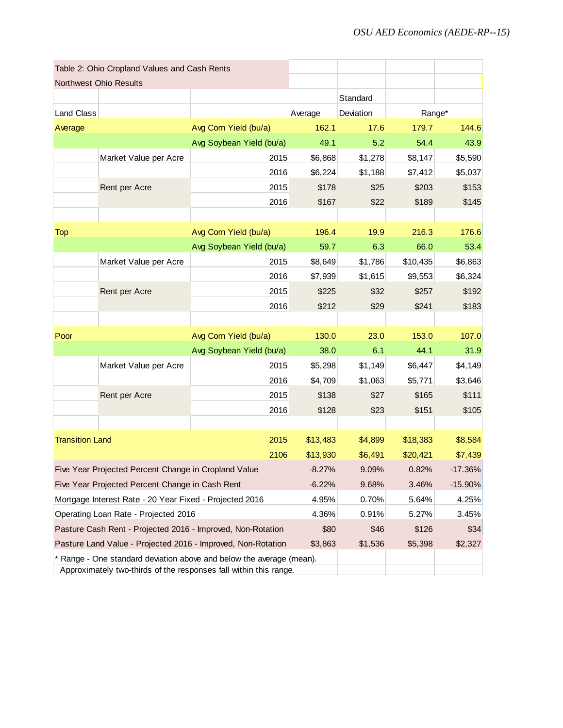| Table 2: Ohio Cropland Values and Cash Rents | | | | | | |
|---|---|---|---|---|---|---|
| Northwest Ohio Results | | | | | | |
| | | | | Standard | | |
| Land Class | | | Average | Deviation | Range* | |
| Average | | Avg Corn Yield (bu/a) | 162.1 | 17.6 | 179.7 | 144.6 |
| | | Avg Soybean Yield (bu/a) | 49.1 | 5.2 | 54.4 | 43.9 |
| | Market Value per Acre | 2015 | $6,868 | $1,278 | $8,147 | $5,590 |
| | | 2016 | $6,224 | $1,188 | $7,412 | $5,037 |
| | Rent per Acre | 2015 | $178 | $25 | $203 | $153 |
| | | 2016 | $167 | $22 | $189 | $145 |
| | | | | | | |
| Top | | Avg Corn Yield (bu/a) | 196.4 | 19.9 | 216.3 | 176.6 |
| | | Avg Soybean Yield (bu/a) | 59.7 | 6.3 | 66.0 | 53.4 |
| | Market Value per Acre | 2015 | $8,649 | $1,786 | $10,435 | $6,863 |
| | | 2016 | $7,939 | $1,615 | $9,553 | $6,324 |
| | Rent per Acre | 2015 | $225 | $32 | $257 | $192 |
| | | 2016 | $212 | $29 | $241 | $183 |
| | | | | | | |
| Poor | | Avg Corn Yield (bu/a) | 130.0 | 23.0 | 153.0 | 107.0 |
| | | Avg Soybean Yield (bu/a) | 38.0 | 6.1 | 44.1 | 31.9 |
| | Market Value per Acre | 2015 | $5,298 | $1,149 | $6,447 | $4,149 |
| | | 2016 | $4,709 | $1,063 | $5,771 | $3,646 |
| | Rent per Acre | 2015 | $138 | $27 | $165 | $111 |
| | | 2016 | $128 | $23 | $151 | $105 |
| | | | | | | |
| Transition Land | | 2015 | $13,483 | $4,899 | $18,383 | $8,584 |
| | | 2106 | $13,930 | $6,491 | $20,421 | $7,439 |
| Five Year Projected Percent Change in Cropland Value | | | -8.27% | 9.09% | 0.82% | -17.36% |
| Five Year Projected Percent Change in Cash Rent | | | -6.22% | 9.68% | 3.46% | -15.90% |
| Mortgage Interest Rate - 20 Year Fixed - Projected 2016 | | | 4.95% | 0.70% | 5.64% | 4.25% |
| Operating Loan Rate - Projected 2016 | | | 4.36% | 0.91% | 5.27% | 3.45% |
| Pasture Cash Rent - Projected 2016 - Improved, Non-Rotation | | | $80 | $46 | $126 | $34 |
| Pasture Land Value - Projected 2016 - Improved, Non-Rotation | | | $3,863 | $1,536 | $5,398 | $2,327 |

* Range - One standard deviation above and below the average (mean).
Approximately two-thirds of the responses fall within this range.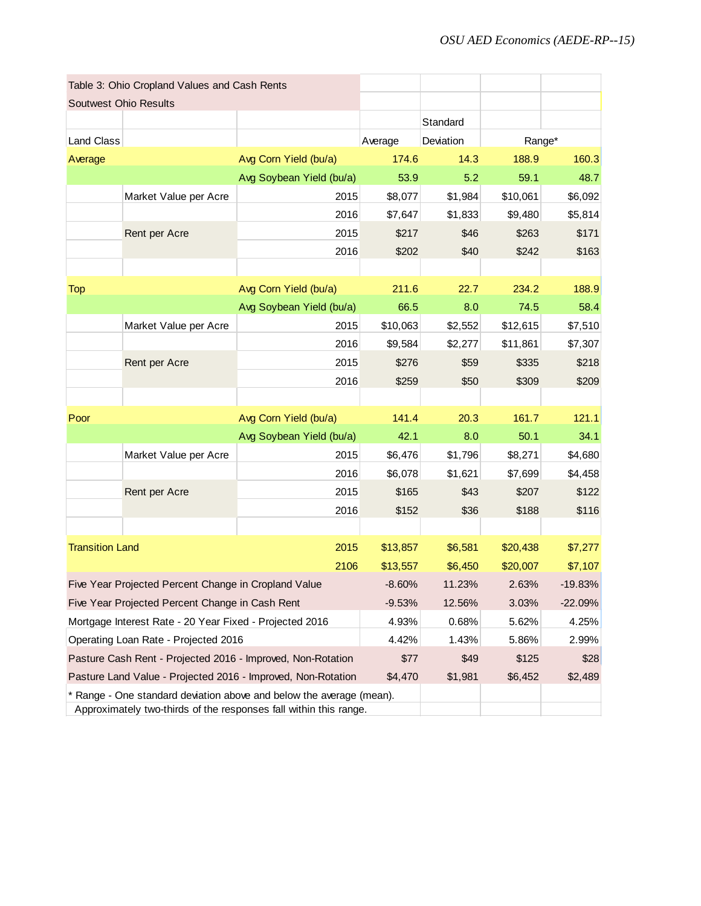| Table 3: Ohio Cropland Values and Cash Rents | | | | | | |
|---|---|---|---|---|---|---|
| Soutwest Ohio Results | | | | | | |
| | | | | Standard | | |
| Land Class | | | Average | Deviation | Range* | |
| Average | | Avg Corn Yield (bu/a) | 174.6 | 14.3 | 188.9 | 160.3 |
| | | Avg Soybean Yield (bu/a) | 53.9 | 5.2 | 59.1 | 48.7 |
| | Market Value per Acre | 2015 | $8,077 | $1,984 | $10,061 | $6,092 |
| | | 2016 | $7,647 | $1,833 | $9,480 | $5,814 |
| | Rent per Acre | 2015 | $217 | $46 | $263 | $171 |
| | | 2016 | $202 | $40 | $242 | $163 |
| | | | | | | |
| Top | | Avg Corn Yield (bu/a) | 211.6 | 22.7 | 234.2 | 188.9 |
| | | Avg Soybean Yield (bu/a) | 66.5 | 8.0 | 74.5 | 58.4 |
| | Market Value per Acre | 2015 | $10,063 | $2,552 | $12,615 | $7,510 |
| | | 2016 | $9,584 | $2,277 | $11,861 | $7,307 |
| | Rent per Acre | 2015 | $276 | $59 | $335 | $218 |
| | | 2016 | $259 | $50 | $309 | $209 |
| | | | | | | |
| Poor | | Avg Corn Yield (bu/a) | 141.4 | 20.3 | 161.7 | 121.1 |
| | | Avg Soybean Yield (bu/a) | 42.1 | 8.0 | 50.1 | 34.1 |
| | Market Value per Acre | 2015 | $6,476 | $1,796 | $8,271 | $4,680 |
| | | 2016 | $6,078 | $1,621 | $7,699 | $4,458 |
| | Rent per Acre | 2015 | $165 | $43 | $207 | $122 |
| | | 2016 | $152 | $36 | $188 | $116 |
| | | | | | | |
| Transition Land | | 2015 | $13,857 | $6,581 | $20,438 | $7,277 |
| | | 2106 | $13,557 | $6,450 | $20,007 | $7,107 |
| Five Year Projected Percent Change in Cropland Value | | | -8.60% | 11.23% | 2.63% | -19.83% |
| Five Year Projected Percent Change in Cash Rent | | | -9.53% | 12.56% | 3.03% | -22.09% |
| Mortgage Interest Rate - 20 Year Fixed - Projected 2016 | | | 4.93% | 0.68% | 5.62% | 4.25% |
| Operating Loan Rate - Projected 2016 | | | 4.42% | 1.43% | 5.86% | 2.99% |
| Pasture Cash Rent - Projected 2016 - Improved, Non-Rotation | | | $77 | $49 | $125 | $28 |
| Pasture Land Value - Projected 2016 - Improved, Non-Rotation | | | $4,470 | $1,981 | $6,452 | $2,489 |

* Range - One standard deviation above and below the average (mean).
Approximately two-thirds of the responses fall within this range.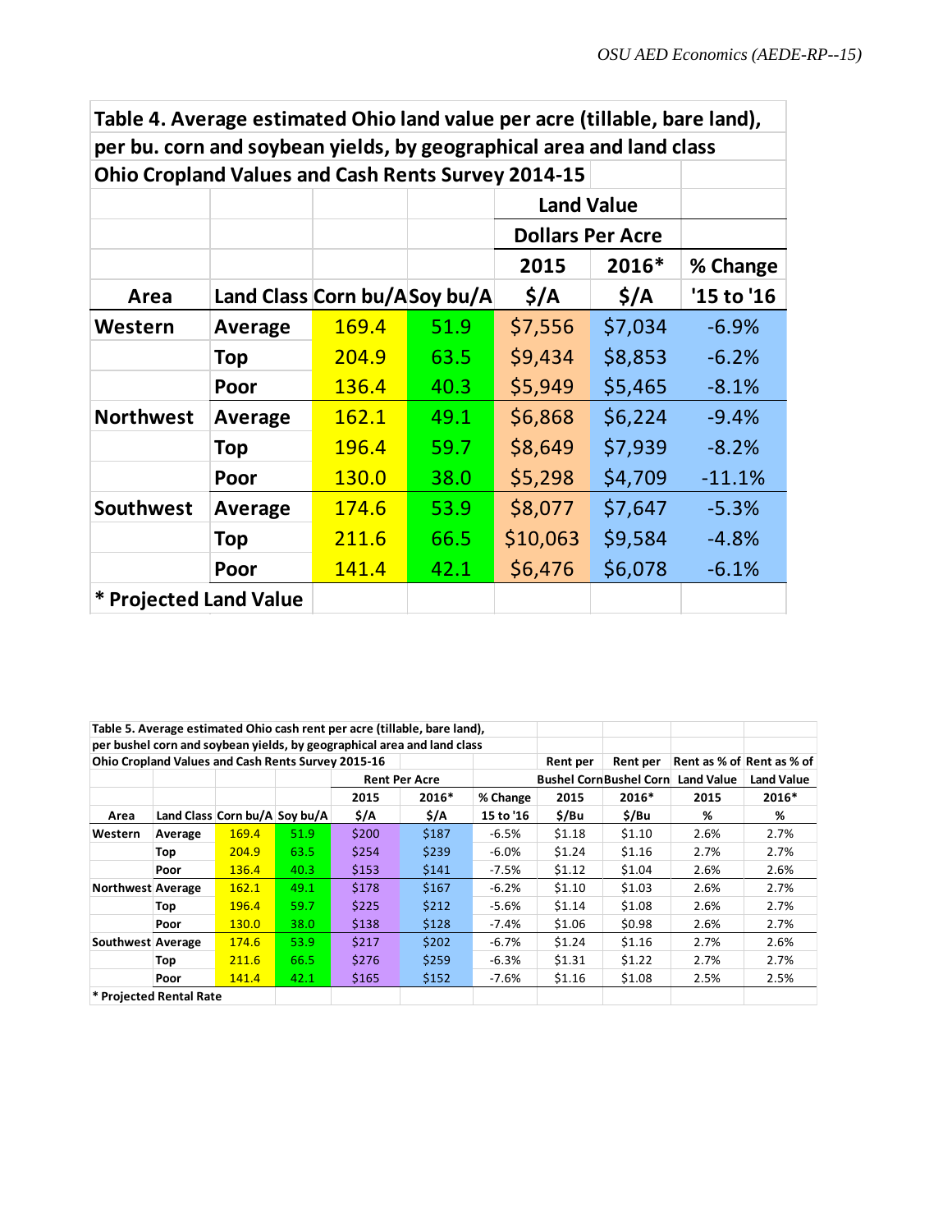**Table 4. Average estimated Ohio land value per acre (tillable, bare land), per bu. corn and soybean yields, by geographical area and land class**

**Ohio Cropland Values and Cash Rents Survey 2014-15**

| | | | | Land Value | | |
|---|---|---|---|---|---|---|
| | | | | Dollars Per Acre | | |
| | | | | 2015 | 2016* | % Change |
| Area | Land Class | Corn bu/A | Soy bu/A | $/A | $/A | '15 to '16 |
| Western | Average | 169.4 | 51.9 | $7,556 | $7,034 | -6.9% |
| | Top | 204.9 | 63.5 | $9,434 | $8,853 | -6.2% |
| | Poor | 136.4 | 40.3 | $5,949 | $5,465 | -8.1% |
| Northwest | Average | 162.1 | 49.1 | $6,868 | $6,224 | -9.4% |
| | Top | 196.4 | 59.7 | $8,649 | $7,939 | -8.2% |
| | Poor | 130.0 | 38.0 | $5,298 | $4,709 | -11.1% |
| Southwest | Average | 174.6 | 53.9 | $8,077 | $7,647 | -5.3% |
| | Top | 211.6 | 66.5 | $10,063 | $9,584 | -4.8% |
| | Poor | 141.4 | 42.1 | $6,476 | $6,078 | -6.1% |

* Projected Land Value

**Table 5. Average estimated Ohio cash rent per acre (tillable, bare land), per bushel corn and soybean yields, by geographical area and land class**

**Ohio Cropland Values and Cash Rents Survey 2015-16**

| | | | | | | | Rent per | Rent per | Rent as % of | Rent as % of |
|---|---|---|---|---|---|---|---|---|---|---|
| | | | | Rent Per Acre | | | Bushel Corn | Bushel Corn | Land Value | Land Value |
| | | | | 2015 | 2016* | % Change | 2015 | 2016* | 2015 | 2016* |
| Area | Land Class | Corn bu/A | Soy bu/A | $/A | $/A | 15 to '16 | $/Bu | $/Bu | % | % |
| Western | Average | 169.4 | 51.9 | $200 | $187 | -6.5% | $1.18 | $1.10 | 2.6% | 2.7% |
| | Top | 204.9 | 63.5 | $254 | $239 | -6.0% | $1.24 | $1.16 | 2.7% | 2.7% |
| | Poor | 136.4 | 40.3 | $153 | $141 | -7.5% | $1.12 | $1.04 | 2.6% | 2.6% |
| Northwest | Average | 162.1 | 49.1 | $178 | $167 | -6.2% | $1.10 | $1.03 | 2.6% | 2.7% |
| | Top | 196.4 | 59.7 | $225 | $212 | -5.6% | $1.14 | $1.08 | 2.6% | 2.7% |
| | Poor | 130.0 | 38.0 | $138 | $128 | -7.4% | $1.06 | $0.98 | 2.6% | 2.7% |
| Southwest | Average | 174.6 | 53.9 | $217 | $202 | -6.7% | $1.24 | $1.16 | 2.7% | 2.6% |
| | Top | 211.6 | 66.5 | $276 | $259 | -6.3% | $1.31 | $1.22 | 2.7% | 2.7% |
| | Poor | 141.4 | 42.1 | $165 | $152 | -7.6% | $1.16 | $1.08 | 2.5% | 2.5% |

* Projected Rental Rate